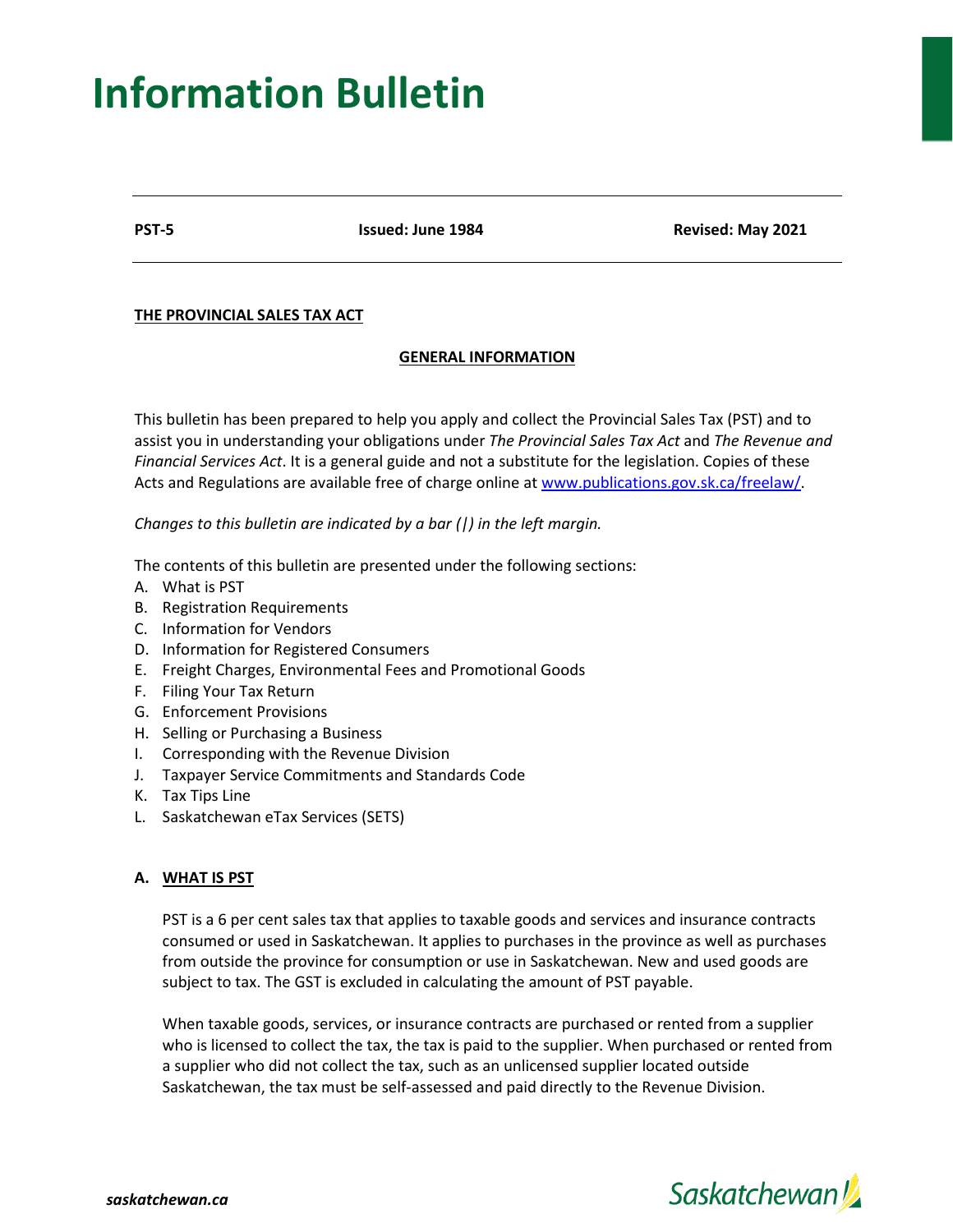# Information Bulletin

**PST-5** **Issued: June 1984** **Revised: May 2021**

**THE PROVINCIAL SALES TAX ACT**

## GENERAL INFORMATION

This bulletin has been prepared to help you apply and collect the Provincial Sales Tax (PST) and to assist you in understanding your obligations under *The Provincial Sales Tax Act* and *The Revenue and Financial Services Act*. It is a general guide and not a substitute for the legislation. Copies of these Acts and Regulations are available free of charge online at www.publications.gov.sk.ca/freelaw/.

*Changes to this bulletin are indicated by a bar (|) in the left margin.*

The contents of this bulletin are presented under the following sections:

A. What is PST
B. Registration Requirements
C. Information for Vendors
D. Information for Registered Consumers
E. Freight Charges, Environmental Fees and Promotional Goods
F. Filing Your Tax Return
G. Enforcement Provisions
H. Selling or Purchasing a Business
I. Corresponding with the Revenue Division
J. Taxpayer Service Commitments and Standards Code
K. Tax Tips Line
L. Saskatchewan eTax Services (SETS)

### A. WHAT IS PST

PST is a 6 per cent sales tax that applies to taxable goods and services and insurance contracts consumed or used in Saskatchewan. It applies to purchases in the province as well as purchases from outside the province for consumption or use in Saskatchewan. New and used goods are subject to tax. The GST is excluded in calculating the amount of PST payable.

When taxable goods, services, or insurance contracts are purchased or rented from a supplier who is licensed to collect the tax, the tax is paid to the supplier. When purchased or rented from a supplier who did not collect the tax, such as an unlicensed supplier located outside Saskatchewan, the tax must be self-assessed and paid directly to the Revenue Division.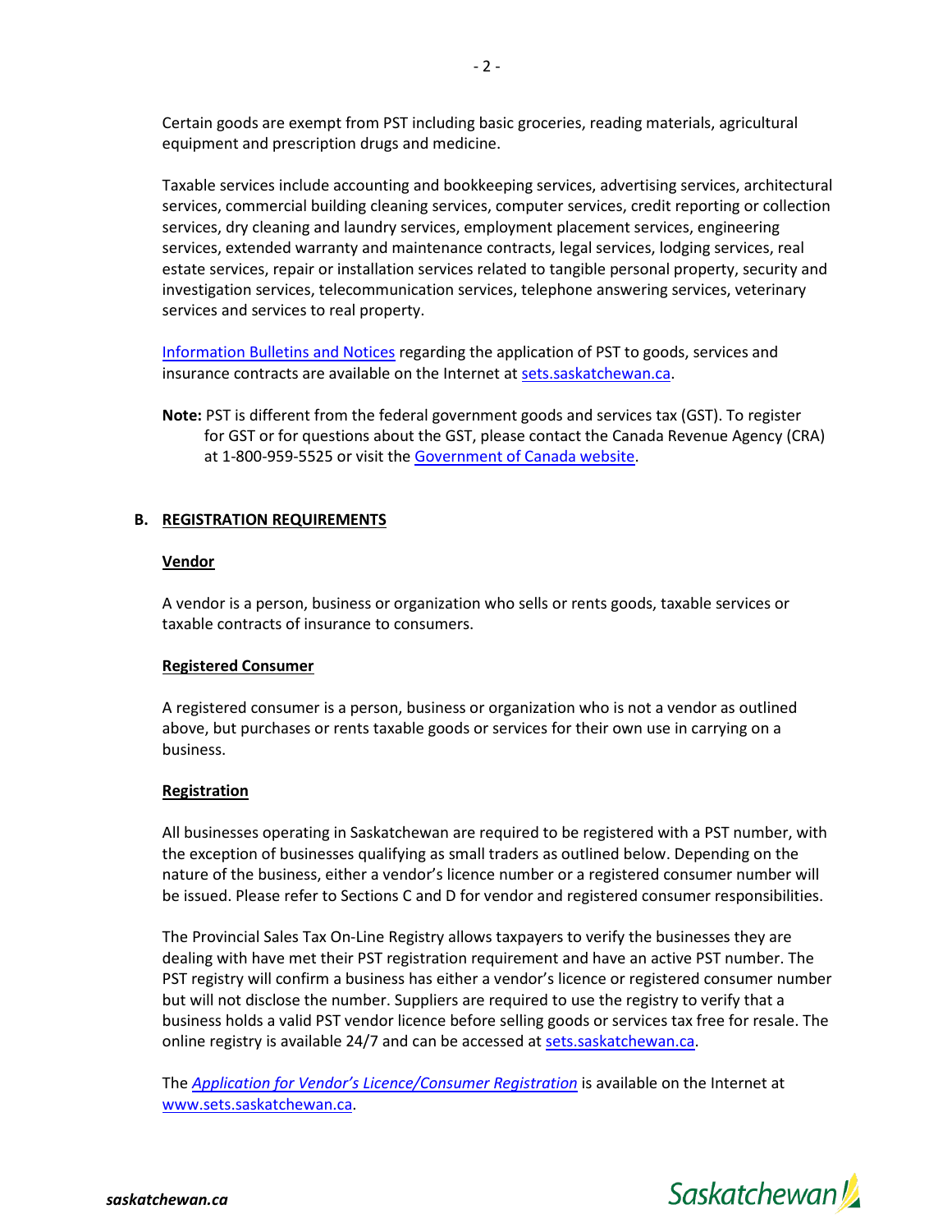Certain goods are exempt from PST including basic groceries, reading materials, agricultural equipment and prescription drugs and medicine.

Taxable services include accounting and bookkeeping services, advertising services, architectural services, commercial building cleaning services, computer services, credit reporting or collection services, dry cleaning and laundry services, employment placement services, engineering services, extended warranty and maintenance contracts, legal services, lodging services, real estate services, repair or installation services related to tangible personal property, security and investigation services, telecommunication services, telephone answering services, veterinary services and services to real property.

Information Bulletins and Notices regarding the application of PST to goods, services and insurance contracts are available on the Internet at sets.saskatchewan.ca.

**Note:** PST is different from the federal government goods and services tax (GST). To register for GST or for questions about the GST, please contact the Canada Revenue Agency (CRA) at 1-800-959-5525 or visit the Government of Canada website.

## B. REGISTRATION REQUIREMENTS

### Vendor

A vendor is a person, business or organization who sells or rents goods, taxable services or taxable contracts of insurance to consumers.

### Registered Consumer

A registered consumer is a person, business or organization who is not a vendor as outlined above, but purchases or rents taxable goods or services for their own use in carrying on a business.

### Registration

All businesses operating in Saskatchewan are required to be registered with a PST number, with the exception of businesses qualifying as small traders as outlined below. Depending on the nature of the business, either a vendor's licence number or a registered consumer number will be issued. Please refer to Sections C and D for vendor and registered consumer responsibilities.

The Provincial Sales Tax On-Line Registry allows taxpayers to verify the businesses they are dealing with have met their PST registration requirement and have an active PST number. The PST registry will confirm a business has either a vendor's licence or registered consumer number but will not disclose the number. Suppliers are required to use the registry to verify that a business holds a valid PST vendor licence before selling goods or services tax free for resale. The online registry is available 24/7 and can be accessed at sets.saskatchewan.ca.

The *Application for Vendor's Licence/Consumer Registration* is available on the Internet at www.sets.saskatchewan.ca.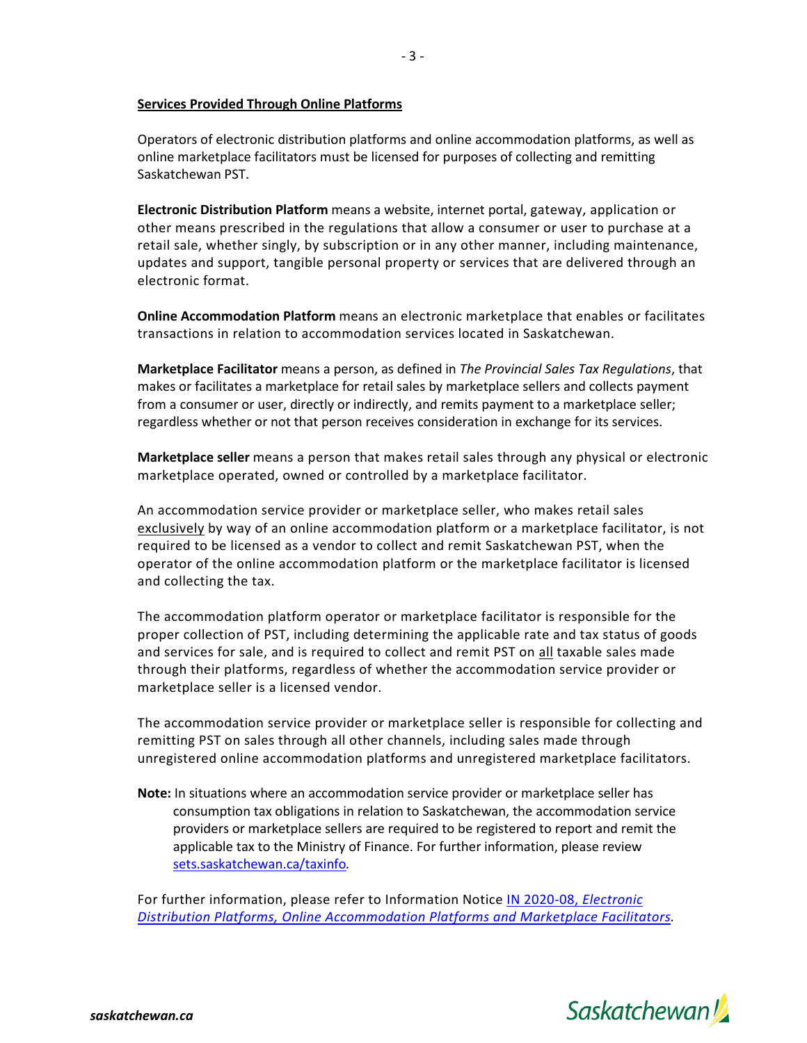## Services Provided Through Online Platforms

Operators of electronic distribution platforms and online accommodation platforms, as well as online marketplace facilitators must be licensed for purposes of collecting and remitting Saskatchewan PST.

**Electronic Distribution Platform** means a website, internet portal, gateway, application or other means prescribed in the regulations that allow a consumer or user to purchase at a retail sale, whether singly, by subscription or in any other manner, including maintenance, updates and support, tangible personal property or services that are delivered through an electronic format.

**Online Accommodation Platform** means an electronic marketplace that enables or facilitates transactions in relation to accommodation services located in Saskatchewan.

**Marketplace Facilitator** means a person, as defined in *The Provincial Sales Tax Regulations*, that makes or facilitates a marketplace for retail sales by marketplace sellers and collects payment from a consumer or user, directly or indirectly, and remits payment to a marketplace seller; regardless whether or not that person receives consideration in exchange for its services.

**Marketplace seller** means a person that makes retail sales through any physical or electronic marketplace operated, owned or controlled by a marketplace facilitator.

An accommodation service provider or marketplace seller, who makes retail sales exclusively by way of an online accommodation platform or a marketplace facilitator, is not required to be licensed as a vendor to collect and remit Saskatchewan PST, when the operator of the online accommodation platform or the marketplace facilitator is licensed and collecting the tax.

The accommodation platform operator or marketplace facilitator is responsible for the proper collection of PST, including determining the applicable rate and tax status of goods and services for sale, and is required to collect and remit PST on all taxable sales made through their platforms, regardless of whether the accommodation service provider or marketplace seller is a licensed vendor.

The accommodation service provider or marketplace seller is responsible for collecting and remitting PST on sales through all other channels, including sales made through unregistered online accommodation platforms and unregistered marketplace facilitators.

**Note:** In situations where an accommodation service provider or marketplace seller has consumption tax obligations in relation to Saskatchewan, the accommodation service providers or marketplace sellers are required to be registered to report and remit the applicable tax to the Ministry of Finance. For further information, please review sets.saskatchewan.ca/taxinfo.

For further information, please refer to Information Notice IN 2020-08, *Electronic Distribution Platforms, Online Accommodation Platforms and Marketplace Facilitators*.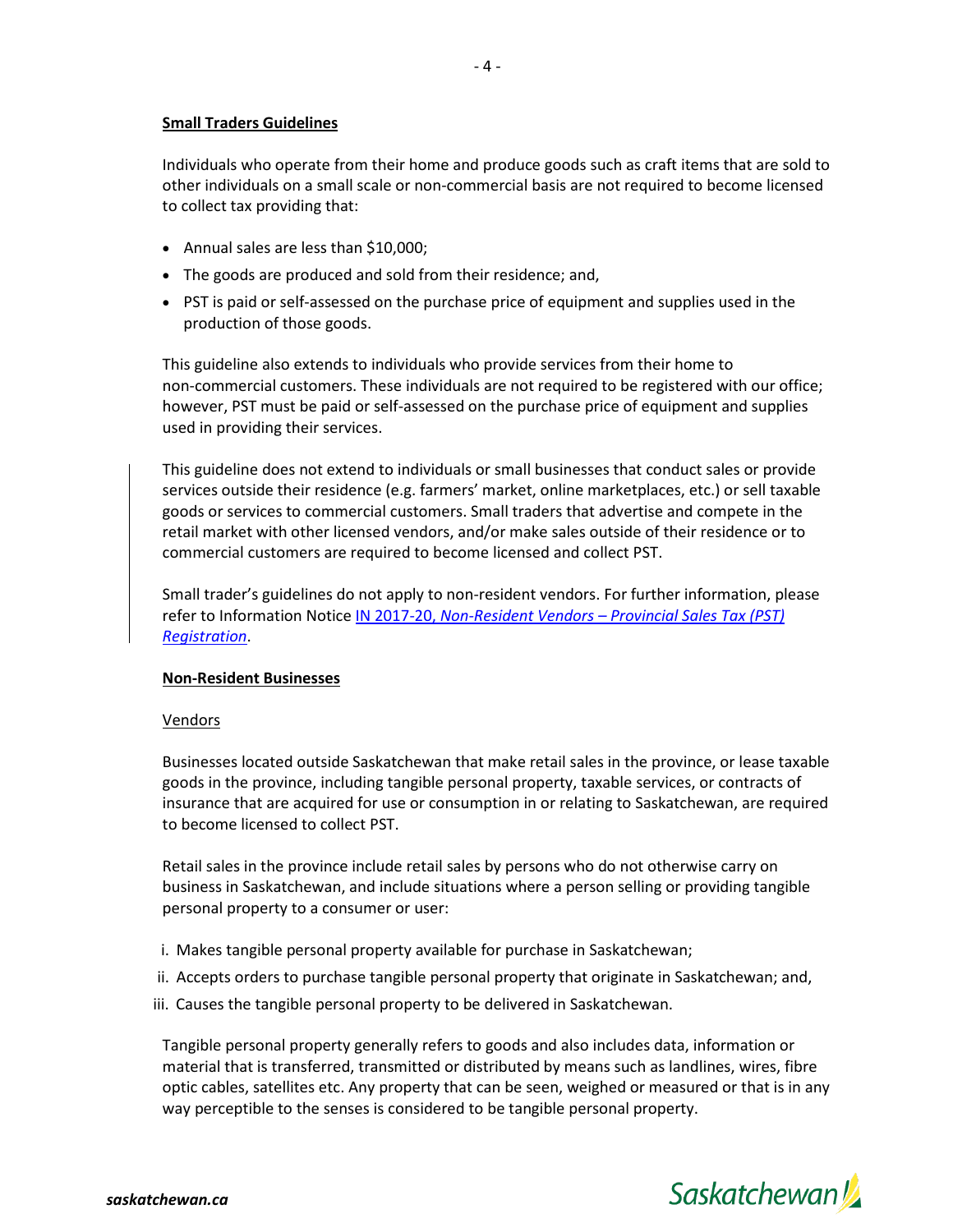**Small Traders Guidelines**

Individuals who operate from their home and produce goods such as craft items that are sold to other individuals on a small scale or non-commercial basis are not required to become licensed to collect tax providing that:

- Annual sales are less than $10,000;
- The goods are produced and sold from their residence; and,
- PST is paid or self-assessed on the purchase price of equipment and supplies used in the production of those goods.

This guideline also extends to individuals who provide services from their home to non-commercial customers. These individuals are not required to be registered with our office; however, PST must be paid or self-assessed on the purchase price of equipment and supplies used in providing their services.

This guideline does not extend to individuals or small businesses that conduct sales or provide services outside their residence (e.g. farmers' market, online marketplaces, etc.) or sell taxable goods or services to commercial customers. Small traders that advertise and compete in the retail market with other licensed vendors, and/or make sales outside of their residence or to commercial customers are required to become licensed and collect PST.

Small trader's guidelines do not apply to non-resident vendors. For further information, please refer to Information Notice IN 2017-20, *Non-Resident Vendors – Provincial Sales Tax (PST) Registration*.

**Non-Resident Businesses**

Vendors

Businesses located outside Saskatchewan that make retail sales in the province, or lease taxable goods in the province, including tangible personal property, taxable services, or contracts of insurance that are acquired for use or consumption in or relating to Saskatchewan, are required to become licensed to collect PST.

Retail sales in the province include retail sales by persons who do not otherwise carry on business in Saskatchewan, and include situations where a person selling or providing tangible personal property to a consumer or user:

i. Makes tangible personal property available for purchase in Saskatchewan;
ii. Accepts orders to purchase tangible personal property that originate in Saskatchewan; and,
iii. Causes the tangible personal property to be delivered in Saskatchewan.

Tangible personal property generally refers to goods and also includes data, information or material that is transferred, transmitted or distributed by means such as landlines, wires, fibre optic cables, satellites etc. Any property that can be seen, weighed or measured or that is in any way perceptible to the senses is considered to be tangible personal property.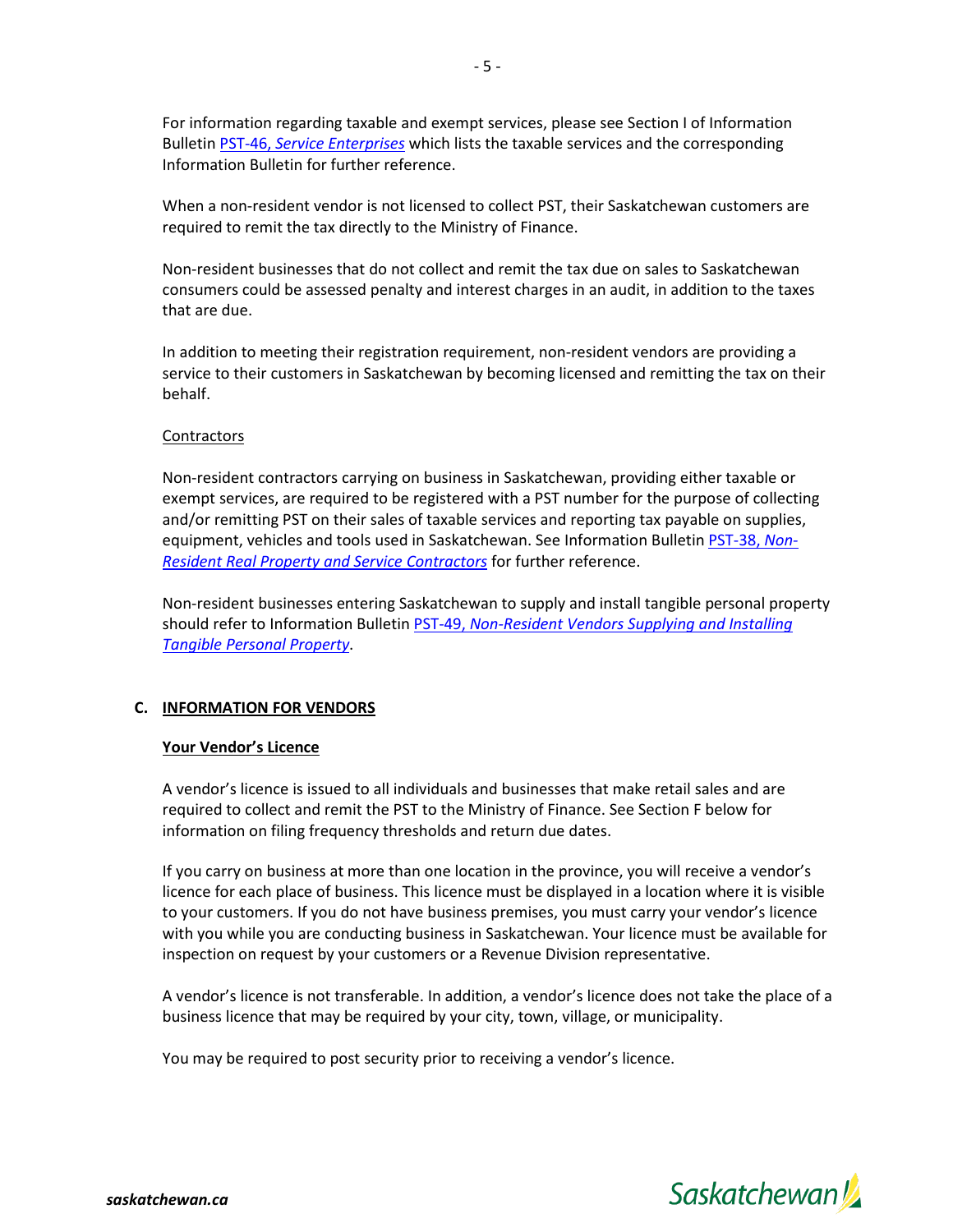For information regarding taxable and exempt services, please see Section I of Information Bulletin PST-46, *Service Enterprises* which lists the taxable services and the corresponding Information Bulletin for further reference.

When a non-resident vendor is not licensed to collect PST, their Saskatchewan customers are required to remit the tax directly to the Ministry of Finance.

Non-resident businesses that do not collect and remit the tax due on sales to Saskatchewan consumers could be assessed penalty and interest charges in an audit, in addition to the taxes that are due.

In addition to meeting their registration requirement, non-resident vendors are providing a service to their customers in Saskatchewan by becoming licensed and remitting the tax on their behalf.

Contractors

Non-resident contractors carrying on business in Saskatchewan, providing either taxable or exempt services, are required to be registered with a PST number for the purpose of collecting and/or remitting PST on their sales of taxable services and reporting tax payable on supplies, equipment, vehicles and tools used in Saskatchewan. See Information Bulletin PST-38, *Non-Resident Real Property and Service Contractors* for further reference.

Non-resident businesses entering Saskatchewan to supply and install tangible personal property should refer to Information Bulletin PST-49, *Non-Resident Vendors Supplying and Installing Tangible Personal Property*.

## C. INFORMATION FOR VENDORS

### Your Vendor's Licence

A vendor's licence is issued to all individuals and businesses that make retail sales and are required to collect and remit the PST to the Ministry of Finance. See Section F below for information on filing frequency thresholds and return due dates.

If you carry on business at more than one location in the province, you will receive a vendor's licence for each place of business. This licence must be displayed in a location where it is visible to your customers. If you do not have business premises, you must carry your vendor's licence with you while you are conducting business in Saskatchewan. Your licence must be available for inspection on request by your customers or a Revenue Division representative.

A vendor's licence is not transferable. In addition, a vendor's licence does not take the place of a business licence that may be required by your city, town, village, or municipality.

You may be required to post security prior to receiving a vendor's licence.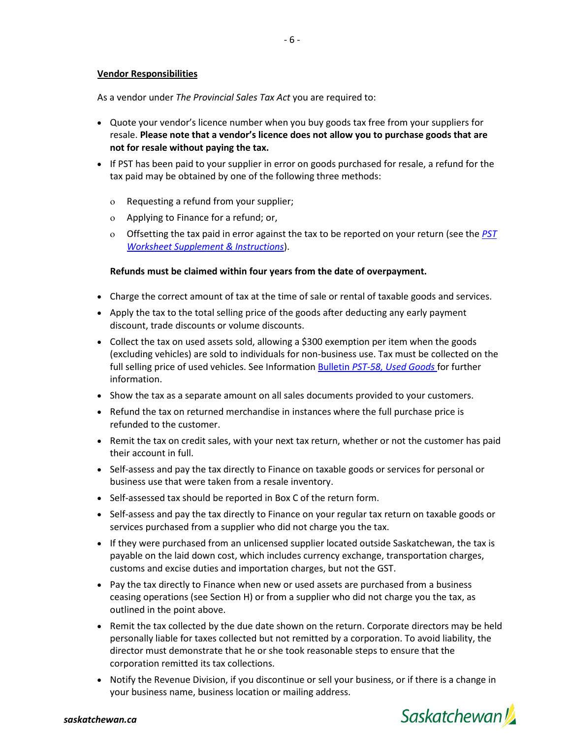**Vendor Responsibilities**

As a vendor under *The Provincial Sales Tax Act* you are required to:

- Quote your vendor's licence number when you buy goods tax free from your suppliers for resale. **Please note that a vendor's licence does not allow you to purchase goods that are not for resale without paying the tax.**
- If PST has been paid to your supplier in error on goods purchased for resale, a refund for the tax paid may be obtained by one of the following three methods:
  - Requesting a refund from your supplier;
  - Applying to Finance for a refund; or,
  - Offsetting the tax paid in error against the tax to be reported on your return (see the *PST Worksheet Supplement & Instructions*).

  **Refunds must be claimed within four years from the date of overpayment.**

- Charge the correct amount of tax at the time of sale or rental of taxable goods and services.
- Apply the tax to the total selling price of the goods after deducting any early payment discount, trade discounts or volume discounts.
- Collect the tax on used assets sold, allowing a $300 exemption per item when the goods (excluding vehicles) are sold to individuals for non-business use. Tax must be collected on the full selling price of used vehicles. See Information Bulletin *PST-58, Used Goods* for further information.
- Show the tax as a separate amount on all sales documents provided to your customers.
- Refund the tax on returned merchandise in instances where the full purchase price is refunded to the customer.
- Remit the tax on credit sales, with your next tax return, whether or not the customer has paid their account in full.
- Self-assess and pay the tax directly to Finance on taxable goods or services for personal or business use that were taken from a resale inventory.
- Self-assessed tax should be reported in Box C of the return form.
- Self-assess and pay the tax directly to Finance on your regular tax return on taxable goods or services purchased from a supplier who did not charge you the tax.
- If they were purchased from an unlicensed supplier located outside Saskatchewan, the tax is payable on the laid down cost, which includes currency exchange, transportation charges, customs and excise duties and importation charges, but not the GST.
- Pay the tax directly to Finance when new or used assets are purchased from a business ceasing operations (see Section H) or from a supplier who did not charge you the tax, as outlined in the point above.
- Remit the tax collected by the due date shown on the return. Corporate directors may be held personally liable for taxes collected but not remitted by a corporation. To avoid liability, the director must demonstrate that he or she took reasonable steps to ensure that the corporation remitted its tax collections.
- Notify the Revenue Division, if you discontinue or sell your business, or if there is a change in your business name, business location or mailing address.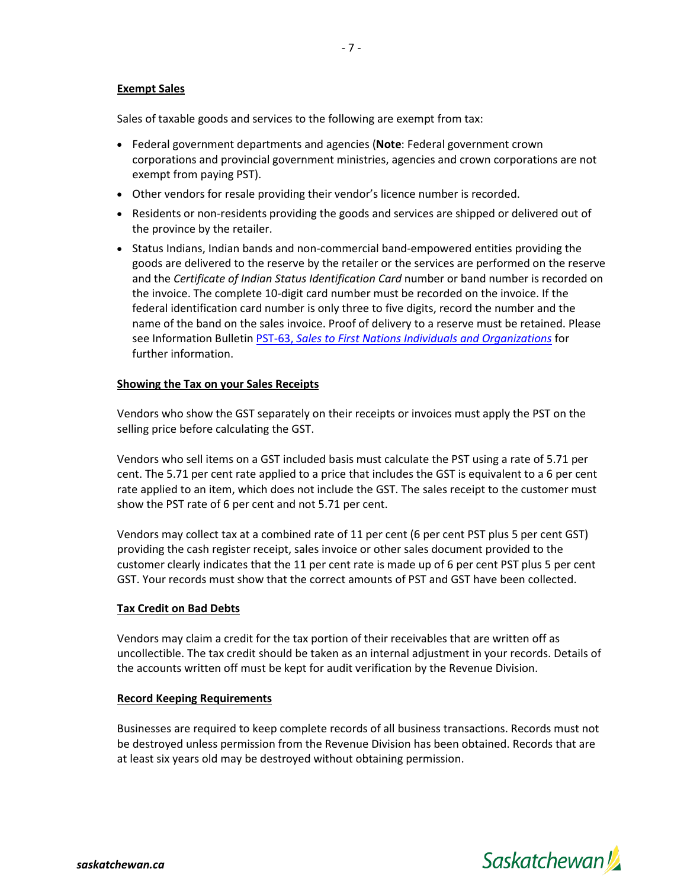## Exempt Sales

Sales of taxable goods and services to the following are exempt from tax:

- Federal government departments and agencies (**Note**: Federal government crown corporations and provincial government ministries, agencies and crown corporations are not exempt from paying PST).
- Other vendors for resale providing their vendor's licence number is recorded.
- Residents or non-residents providing the goods and services are shipped or delivered out of the province by the retailer.
- Status Indians, Indian bands and non-commercial band-empowered entities providing the goods are delivered to the reserve by the retailer or the services are performed on the reserve and the *Certificate of Indian Status Identification Card* number or band number is recorded on the invoice. The complete 10-digit card number must be recorded on the invoice. If the federal identification card number is only three to five digits, record the number and the name of the band on the sales invoice. Proof of delivery to a reserve must be retained. Please see Information Bulletin PST-63, *Sales to First Nations Individuals and Organizations* for further information.

## Showing the Tax on your Sales Receipts

Vendors who show the GST separately on their receipts or invoices must apply the PST on the selling price before calculating the GST.

Vendors who sell items on a GST included basis must calculate the PST using a rate of 5.71 per cent. The 5.71 per cent rate applied to a price that includes the GST is equivalent to a 6 per cent rate applied to an item, which does not include the GST. The sales receipt to the customer must show the PST rate of 6 per cent and not 5.71 per cent.

Vendors may collect tax at a combined rate of 11 per cent (6 per cent PST plus 5 per cent GST) providing the cash register receipt, sales invoice or other sales document provided to the customer clearly indicates that the 11 per cent rate is made up of 6 per cent PST plus 5 per cent GST. Your records must show that the correct amounts of PST and GST have been collected.

## Tax Credit on Bad Debts

Vendors may claim a credit for the tax portion of their receivables that are written off as uncollectible. The tax credit should be taken as an internal adjustment in your records. Details of the accounts written off must be kept for audit verification by the Revenue Division.

## Record Keeping Requirements

Businesses are required to keep complete records of all business transactions. Records must not be destroyed unless permission from the Revenue Division has been obtained. Records that are at least six years old may be destroyed without obtaining permission.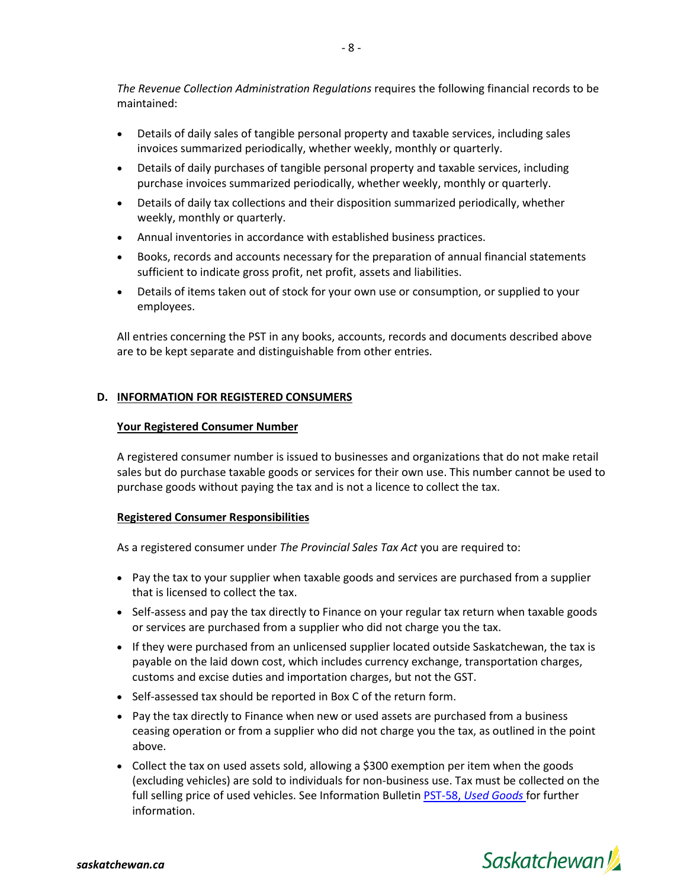*The Revenue Collection Administration Regulations* requires the following financial records to be maintained:

- Details of daily sales of tangible personal property and taxable services, including sales invoices summarized periodically, whether weekly, monthly or quarterly.
- Details of daily purchases of tangible personal property and taxable services, including purchase invoices summarized periodically, whether weekly, monthly or quarterly.
- Details of daily tax collections and their disposition summarized periodically, whether weekly, monthly or quarterly.
- Annual inventories in accordance with established business practices.
- Books, records and accounts necessary for the preparation of annual financial statements sufficient to indicate gross profit, net profit, assets and liabilities.
- Details of items taken out of stock for your own use or consumption, or supplied to your employees.

All entries concerning the PST in any books, accounts, records and documents described above are to be kept separate and distinguishable from other entries.

## D. INFORMATION FOR REGISTERED CONSUMERS

### Your Registered Consumer Number

A registered consumer number is issued to businesses and organizations that do not make retail sales but do purchase taxable goods or services for their own use. This number cannot be used to purchase goods without paying the tax and is not a licence to collect the tax.

### Registered Consumer Responsibilities

As a registered consumer under *The Provincial Sales Tax Act* you are required to:

- Pay the tax to your supplier when taxable goods and services are purchased from a supplier that is licensed to collect the tax.
- Self-assess and pay the tax directly to Finance on your regular tax return when taxable goods or services are purchased from a supplier who did not charge you the tax.
- If they were purchased from an unlicensed supplier located outside Saskatchewan, the tax is payable on the laid down cost, which includes currency exchange, transportation charges, customs and excise duties and importation charges, but not the GST.
- Self-assessed tax should be reported in Box C of the return form.
- Pay the tax directly to Finance when new or used assets are purchased from a business ceasing operation or from a supplier who did not charge you the tax, as outlined in the point above.
- Collect the tax on used assets sold, allowing a $300 exemption per item when the goods (excluding vehicles) are sold to individuals for non-business use. Tax must be collected on the full selling price of used vehicles. See Information Bulletin [PST-58, *Used Goods*](PST-58) for further information.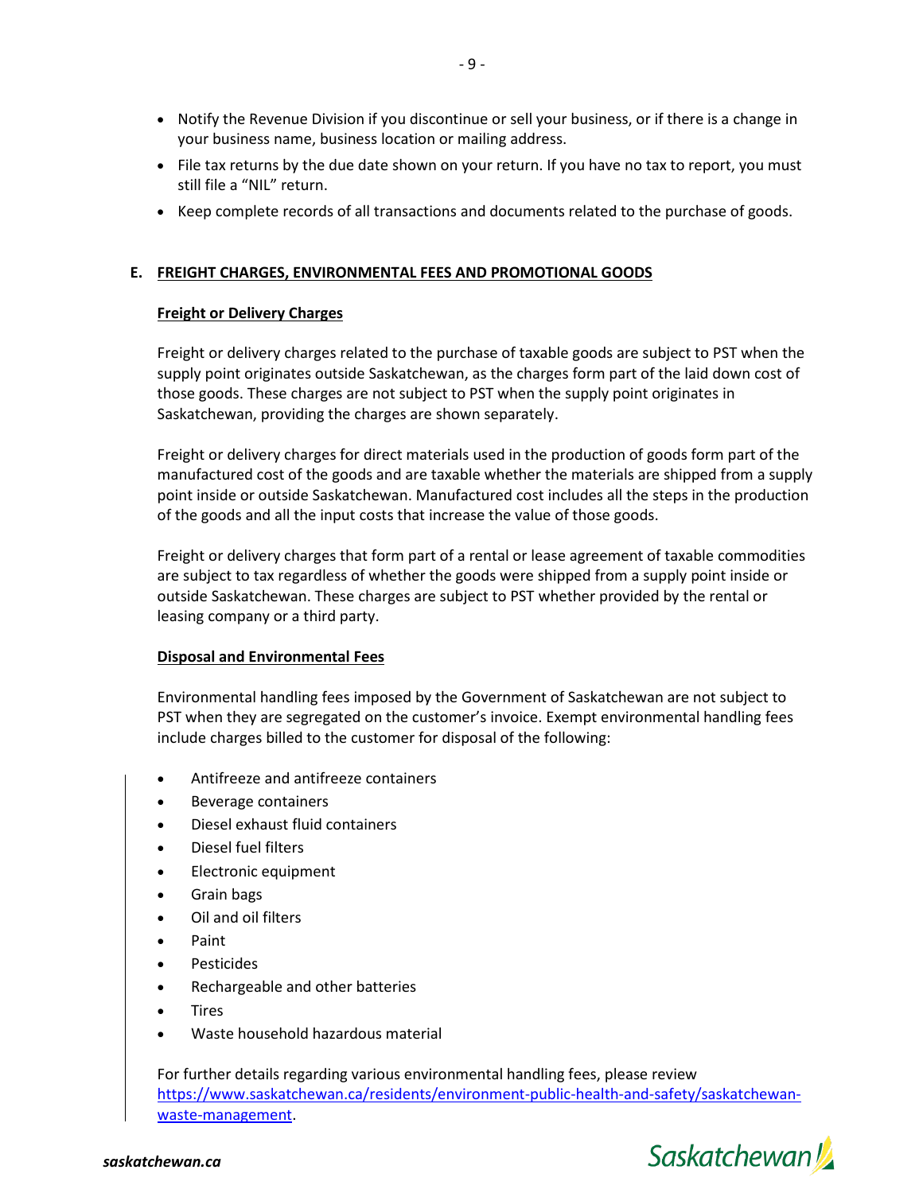- Notify the Revenue Division if you discontinue or sell your business, or if there is a change in your business name, business location or mailing address.
- File tax returns by the due date shown on your return. If you have no tax to report, you must still file a "NIL" return.
- Keep complete records of all transactions and documents related to the purchase of goods.

## E. FREIGHT CHARGES, ENVIRONMENTAL FEES AND PROMOTIONAL GOODS

### Freight or Delivery Charges

Freight or delivery charges related to the purchase of taxable goods are subject to PST when the supply point originates outside Saskatchewan, as the charges form part of the laid down cost of those goods. These charges are not subject to PST when the supply point originates in Saskatchewan, providing the charges are shown separately.

Freight or delivery charges for direct materials used in the production of goods form part of the manufactured cost of the goods and are taxable whether the materials are shipped from a supply point inside or outside Saskatchewan. Manufactured cost includes all the steps in the production of the goods and all the input costs that increase the value of those goods.

Freight or delivery charges that form part of a rental or lease agreement of taxable commodities are subject to tax regardless of whether the goods were shipped from a supply point inside or outside Saskatchewan. These charges are subject to PST whether provided by the rental or leasing company or a third party.

### Disposal and Environmental Fees

Environmental handling fees imposed by the Government of Saskatchewan are not subject to PST when they are segregated on the customer's invoice. Exempt environmental handling fees include charges billed to the customer for disposal of the following:

- Antifreeze and antifreeze containers
- Beverage containers
- Diesel exhaust fluid containers
- Diesel fuel filters
- Electronic equipment
- Grain bags
- Oil and oil filters
- Paint
- Pesticides
- Rechargeable and other batteries
- Tires
- Waste household hazardous material

For further details regarding various environmental handling fees, please review [https://www.saskatchewan.ca/residents/environment-public-health-and-safety/saskatchewan-waste-management](https://www.saskatchewan.ca/residents/environment-public-health-and-safety/saskatchewan-waste-management).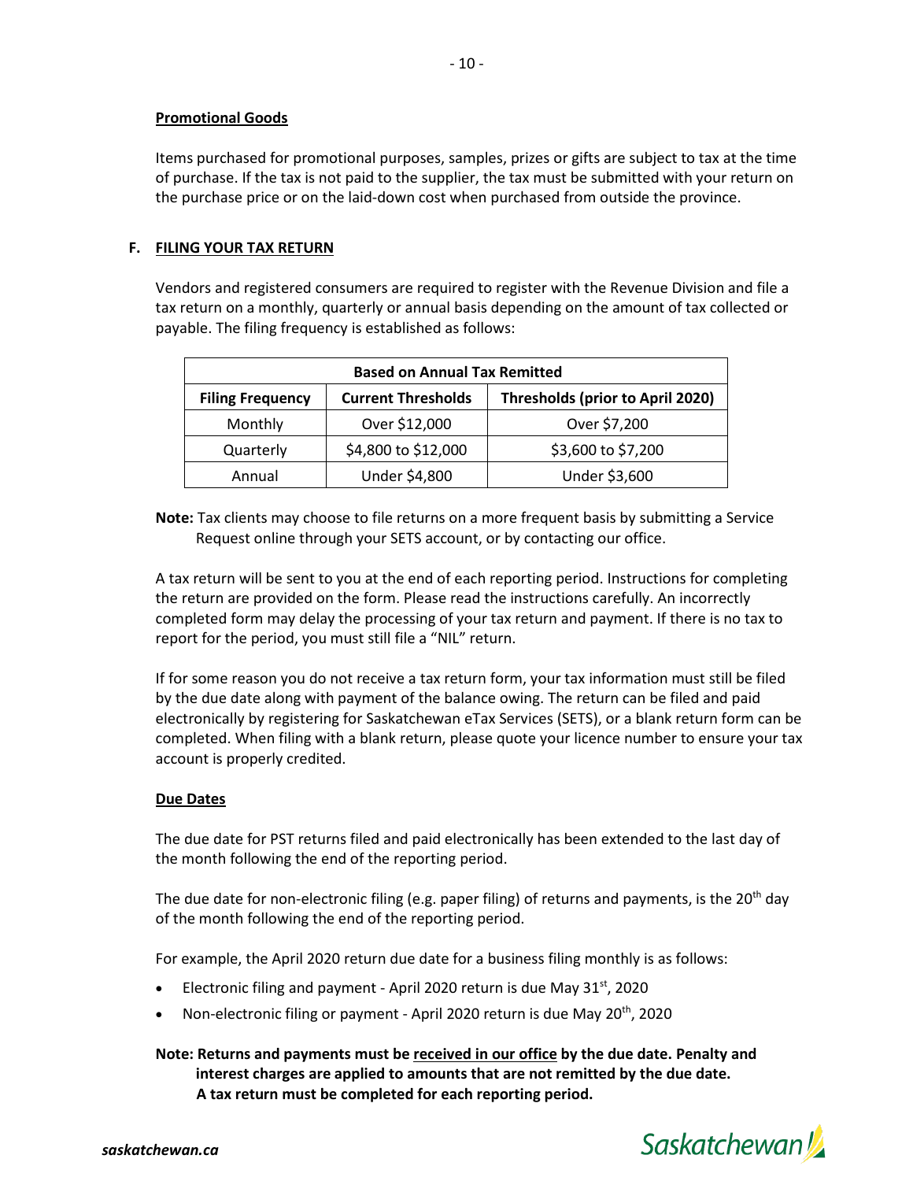### Promotional Goods

Items purchased for promotional purposes, samples, prizes or gifts are subject to tax at the time of purchase. If the tax is not paid to the supplier, the tax must be submitted with your return on the purchase price or on the laid-down cost when purchased from outside the province.

## F. FILING YOUR TAX RETURN

Vendors and registered consumers are required to register with the Revenue Division and file a tax return on a monthly, quarterly or annual basis depending on the amount of tax collected or payable. The filing frequency is established as follows:

| Based on Annual Tax Remitted | | |
|---|---|---|
| **Filing Frequency** | **Current Thresholds** | **Thresholds (prior to April 2020)** |
| Monthly | Over $12,000 | Over $7,200 |
| Quarterly | $4,800 to $12,000 | $3,600 to $7,200 |
| Annual | Under $4,800 | Under $3,600 |

**Note:** Tax clients may choose to file returns on a more frequent basis by submitting a Service Request online through your SETS account, or by contacting our office.

A tax return will be sent to you at the end of each reporting period. Instructions for completing the return are provided on the form. Please read the instructions carefully. An incorrectly completed form may delay the processing of your tax return and payment. If there is no tax to report for the period, you must still file a "NIL" return.

If for some reason you do not receive a tax return form, your tax information must still be filed by the due date along with payment of the balance owing. The return can be filed and paid electronically by registering for Saskatchewan eTax Services (SETS), or a blank return form can be completed. When filing with a blank return, please quote your licence number to ensure your tax account is properly credited.

### Due Dates

The due date for PST returns filed and paid electronically has been extended to the last day of the month following the end of the reporting period.

The due date for non-electronic filing (e.g. paper filing) of returns and payments, is the 20th day of the month following the end of the reporting period.

For example, the April 2020 return due date for a business filing monthly is as follows:

- Electronic filing and payment - April 2020 return is due May 31st, 2020
- Non-electronic filing or payment - April 2020 return is due May 20th, 2020

**Note: Returns and payments must be <u>received in our office</u> by the due date. Penalty and interest charges are applied to amounts that are not remitted by the due date. A tax return must be completed for each reporting period.**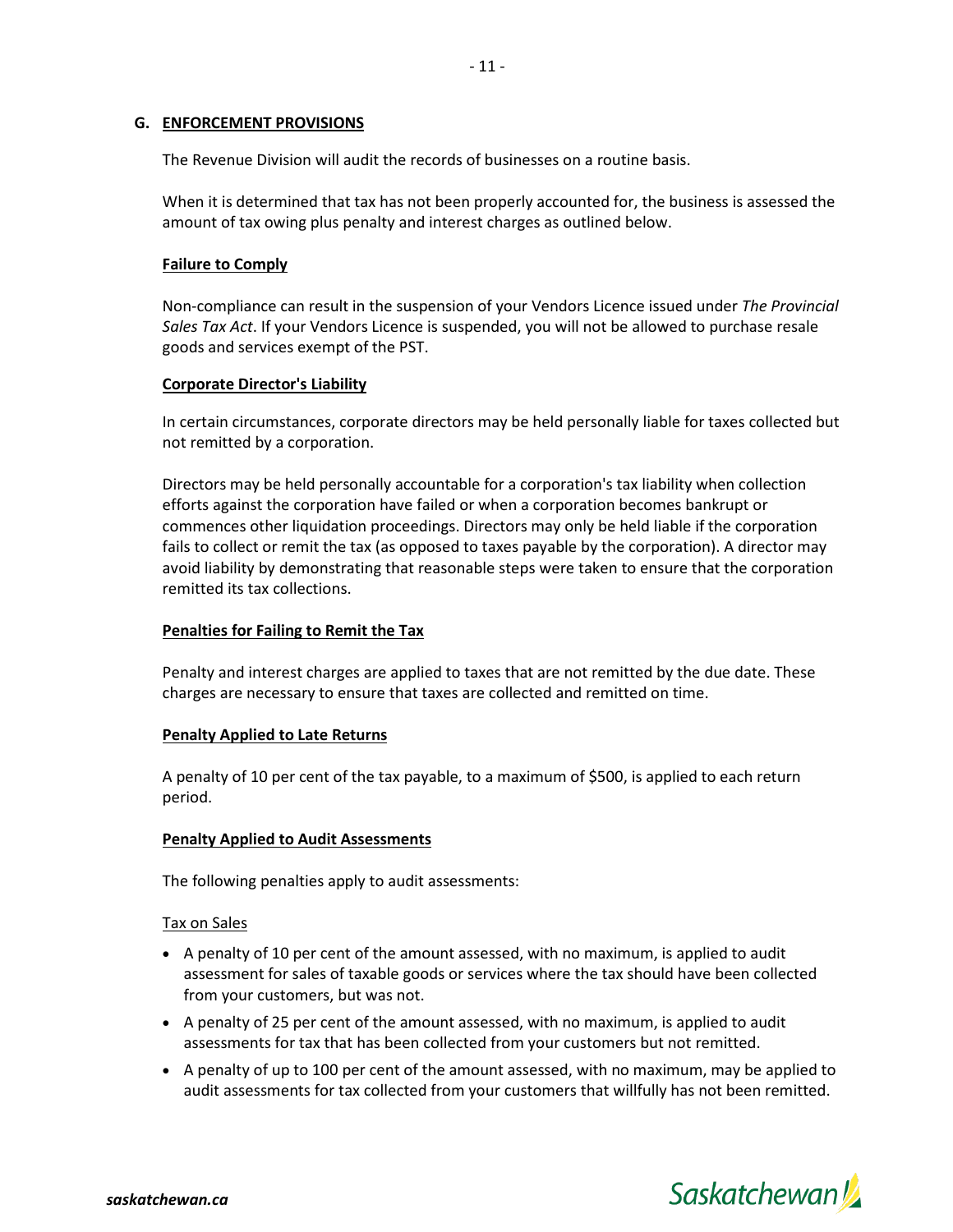## G. ENFORCEMENT PROVISIONS

The Revenue Division will audit the records of businesses on a routine basis.

When it is determined that tax has not been properly accounted for, the business is assessed the amount of tax owing plus penalty and interest charges as outlined below.

### Failure to Comply

Non-compliance can result in the suspension of your Vendors Licence issued under *The Provincial Sales Tax Act*. If your Vendors Licence is suspended, you will not be allowed to purchase resale goods and services exempt of the PST.

### Corporate Director's Liability

In certain circumstances, corporate directors may be held personally liable for taxes collected but not remitted by a corporation.

Directors may be held personally accountable for a corporation's tax liability when collection efforts against the corporation have failed or when a corporation becomes bankrupt or commences other liquidation proceedings. Directors may only be held liable if the corporation fails to collect or remit the tax (as opposed to taxes payable by the corporation). A director may avoid liability by demonstrating that reasonable steps were taken to ensure that the corporation remitted its tax collections.

### Penalties for Failing to Remit the Tax

Penalty and interest charges are applied to taxes that are not remitted by the due date. These charges are necessary to ensure that taxes are collected and remitted on time.

### Penalty Applied to Late Returns

A penalty of 10 per cent of the tax payable, to a maximum of $500, is applied to each return period.

### Penalty Applied to Audit Assessments

The following penalties apply to audit assessments:

Tax on Sales

- A penalty of 10 per cent of the amount assessed, with no maximum, is applied to audit assessment for sales of taxable goods or services where the tax should have been collected from your customers, but was not.
- A penalty of 25 per cent of the amount assessed, with no maximum, is applied to audit assessments for tax that has been collected from your customers but not remitted.
- A penalty of up to 100 per cent of the amount assessed, with no maximum, may be applied to audit assessments for tax collected from your customers that willfully has not been remitted.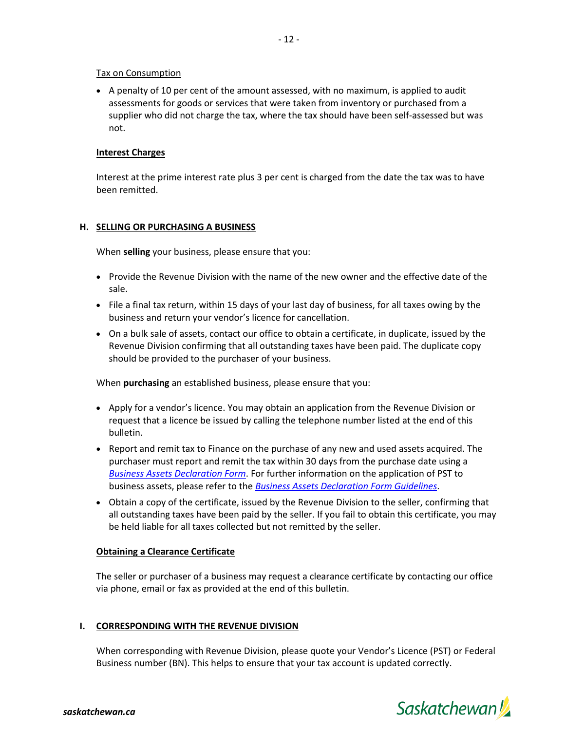Tax on Consumption

- A penalty of 10 per cent of the amount assessed, with no maximum, is applied to audit assessments for goods or services that were taken from inventory or purchased from a supplier who did not charge the tax, where the tax should have been self-assessed but was not.

**Interest Charges**

Interest at the prime interest rate plus 3 per cent is charged from the date the tax was to have been remitted.

## H. SELLING OR PURCHASING A BUSINESS

When **selling** your business, please ensure that you:

- Provide the Revenue Division with the name of the new owner and the effective date of the sale.
- File a final tax return, within 15 days of your last day of business, for all taxes owing by the business and return your vendor's licence for cancellation.
- On a bulk sale of assets, contact our office to obtain a certificate, in duplicate, issued by the Revenue Division confirming that all outstanding taxes have been paid. The duplicate copy should be provided to the purchaser of your business.

When **purchasing** an established business, please ensure that you:

- Apply for a vendor's licence. You may obtain an application from the Revenue Division or request that a licence be issued by calling the telephone number listed at the end of this bulletin.
- Report and remit tax to Finance on the purchase of any new and used assets acquired. The purchaser must report and remit the tax within 30 days from the purchase date using a *Business Assets Declaration Form*. For further information on the application of PST to business assets, please refer to the *Business Assets Declaration Form Guidelines*.
- Obtain a copy of the certificate, issued by the Revenue Division to the seller, confirming that all outstanding taxes have been paid by the seller. If you fail to obtain this certificate, you may be held liable for all taxes collected but not remitted by the seller.

**Obtaining a Clearance Certificate**

The seller or purchaser of a business may request a clearance certificate by contacting our office via phone, email or fax as provided at the end of this bulletin.

## I. CORRESPONDING WITH THE REVENUE DIVISION

When corresponding with Revenue Division, please quote your Vendor's Licence (PST) or Federal Business number (BN). This helps to ensure that your tax account is updated correctly.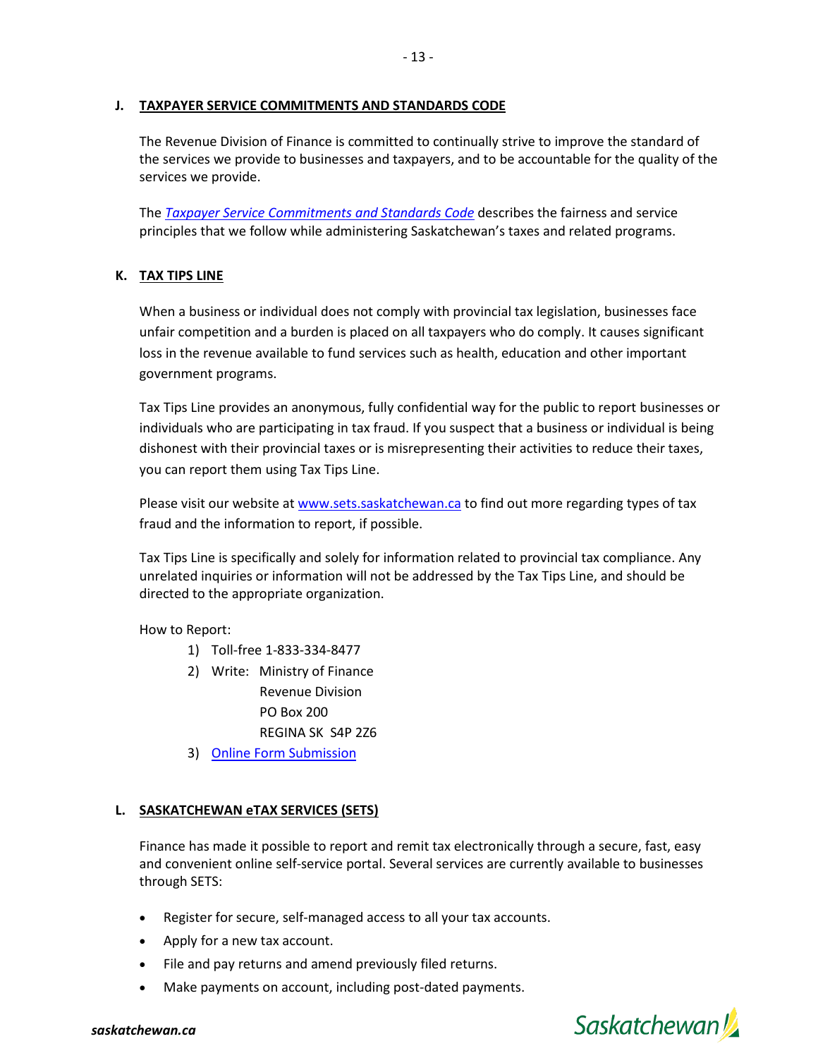## J. TAXPAYER SERVICE COMMITMENTS AND STANDARDS CODE

The Revenue Division of Finance is committed to continually strive to improve the standard of the services we provide to businesses and taxpayers, and to be accountable for the quality of the services we provide.

The *Taxpayer Service Commitments and Standards Code* describes the fairness and service principles that we follow while administering Saskatchewan's taxes and related programs.

## K. TAX TIPS LINE

When a business or individual does not comply with provincial tax legislation, businesses face unfair competition and a burden is placed on all taxpayers who do comply. It causes significant loss in the revenue available to fund services such as health, education and other important government programs.

Tax Tips Line provides an anonymous, fully confidential way for the public to report businesses or individuals who are participating in tax fraud. If you suspect that a business or individual is being dishonest with their provincial taxes or is misrepresenting their activities to reduce their taxes, you can report them using Tax Tips Line.

Please visit our website at www.sets.saskatchewan.ca to find out more regarding types of tax fraud and the information to report, if possible.

Tax Tips Line is specifically and solely for information related to provincial tax compliance. Any unrelated inquiries or information will not be addressed by the Tax Tips Line, and should be directed to the appropriate organization.

How to Report:

1) Toll-free 1-833-334-8477
2) Write: Ministry of Finance
   Revenue Division
   PO Box 200
   REGINA SK S4P 2Z6
3) Online Form Submission

## L. SASKATCHEWAN eTAX SERVICES (SETS)

Finance has made it possible to report and remit tax electronically through a secure, fast, easy and convenient online self-service portal. Several services are currently available to businesses through SETS:

- Register for secure, self-managed access to all your tax accounts.
- Apply for a new tax account.
- File and pay returns and amend previously filed returns.
- Make payments on account, including post-dated payments.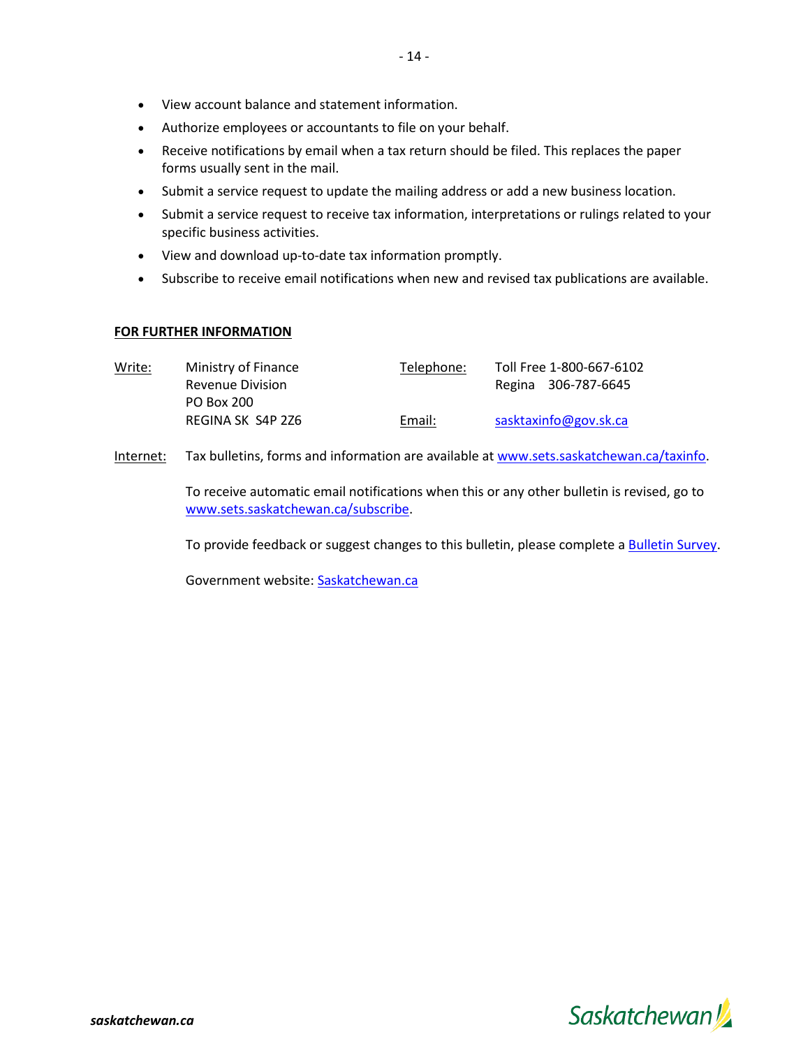- View account balance and statement information.
- Authorize employees or accountants to file on your behalf.
- Receive notifications by email when a tax return should be filed. This replaces the paper forms usually sent in the mail.
- Submit a service request to update the mailing address or add a new business location.
- Submit a service request to receive tax information, interpretations or rulings related to your specific business activities.
- View and download up-to-date tax information promptly.
- Subscribe to receive email notifications when new and revised tax publications are available.

**FOR FURTHER INFORMATION**

| | | | |
|---|---|---|---|
| Write: | Ministry of Finance<br>Revenue Division<br>PO Box 200<br>REGINA SK S4P 2Z6 | Telephone: | Toll Free 1-800-667-6102<br>Regina 306-787-6645 |
| | | Email: | sasktaxinfo@gov.sk.ca |

Internet: Tax bulletins, forms and information are available at www.sets.saskatchewan.ca/taxinfo.

To receive automatic email notifications when this or any other bulletin is revised, go to www.sets.saskatchewan.ca/subscribe.

To provide feedback or suggest changes to this bulletin, please complete a Bulletin Survey.

Government website: Saskatchewan.ca